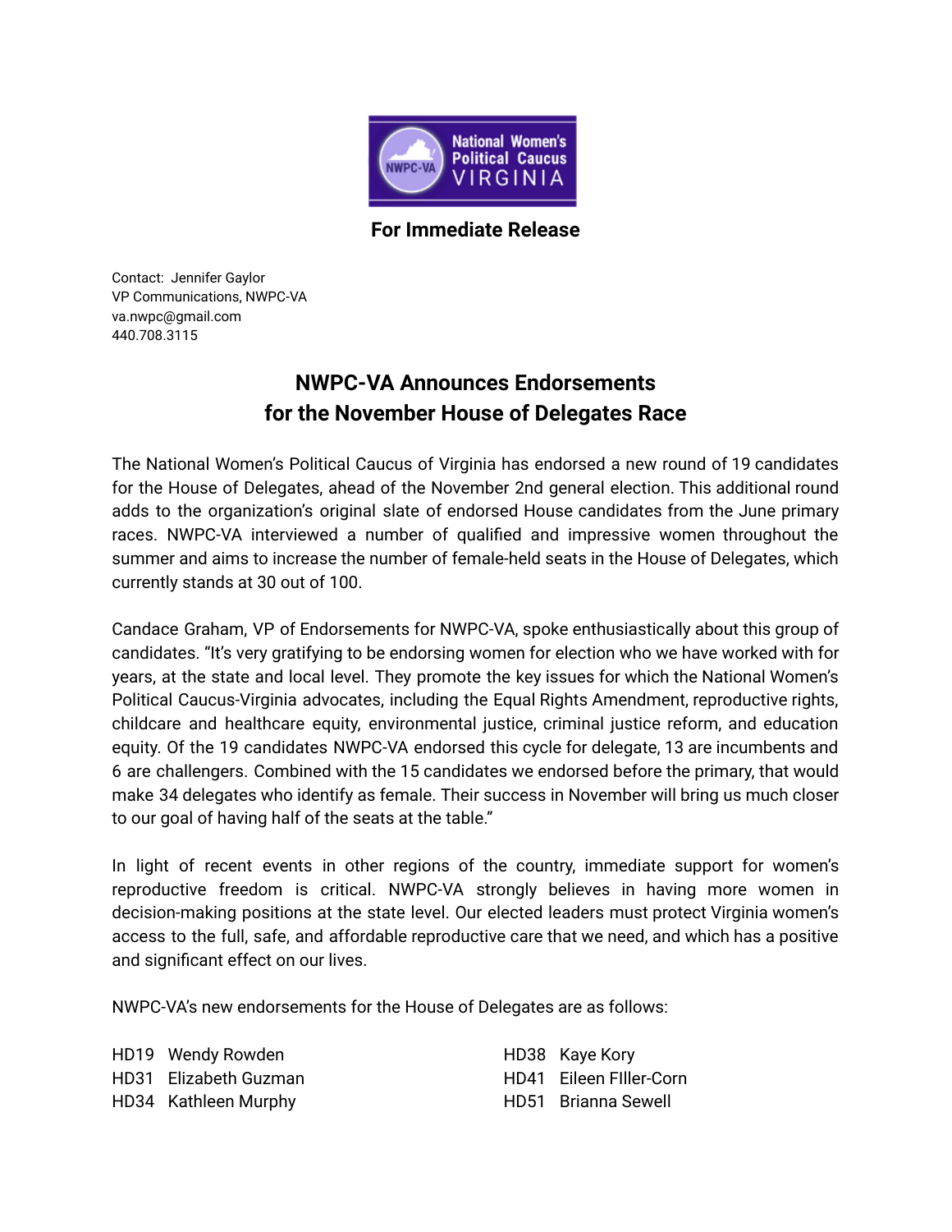National Women's Political Caucus VIRGINIA

**For Immediate Release**

Contact: Jennifer Gaylor
VP Communications, NWPC-VA
va.nwpc@gmail.com
440.708.3115

# NWPC-VA Announces Endorsements for the November House of Delegates Race

The National Women's Political Caucus of Virginia has endorsed a new round of 19 candidates for the House of Delegates, ahead of the November 2nd general election. This additional round adds to the organization's original slate of endorsed House candidates from the June primary races. NWPC-VA interviewed a number of qualified and impressive women throughout the summer and aims to increase the number of female-held seats in the House of Delegates, which currently stands at 30 out of 100.

Candace Graham, VP of Endorsements for NWPC-VA, spoke enthusiastically about this group of candidates. "It's very gratifying to be endorsing women for election who we have worked with for years, at the state and local level. They promote the key issues for which the National Women's Political Caucus-Virginia advocates, including the Equal Rights Amendment, reproductive rights, childcare and healthcare equity, environmental justice, criminal justice reform, and education equity. Of the 19 candidates NWPC-VA endorsed this cycle for delegate, 13 are incumbents and 6 are challengers. Combined with the 15 candidates we endorsed before the primary, that would make 34 delegates who identify as female. Their success in November will bring us much closer to our goal of having half of the seats at the table."

In light of recent events in other regions of the country, immediate support for women's reproductive freedom is critical. NWPC-VA strongly believes in having more women in decision-making positions at the state level. Our elected leaders must protect Virginia women's access to the full, safe, and affordable reproductive care that we need, and which has a positive and significant effect on our lives.

NWPC-VA's new endorsements for the House of Delegates are as follows:

HD19 Wendy Rowden
HD31 Elizabeth Guzman
HD34 Kathleen Murphy
HD38 Kaye Kory
HD41 Eileen FIller-Corn
HD51 Brianna Sewell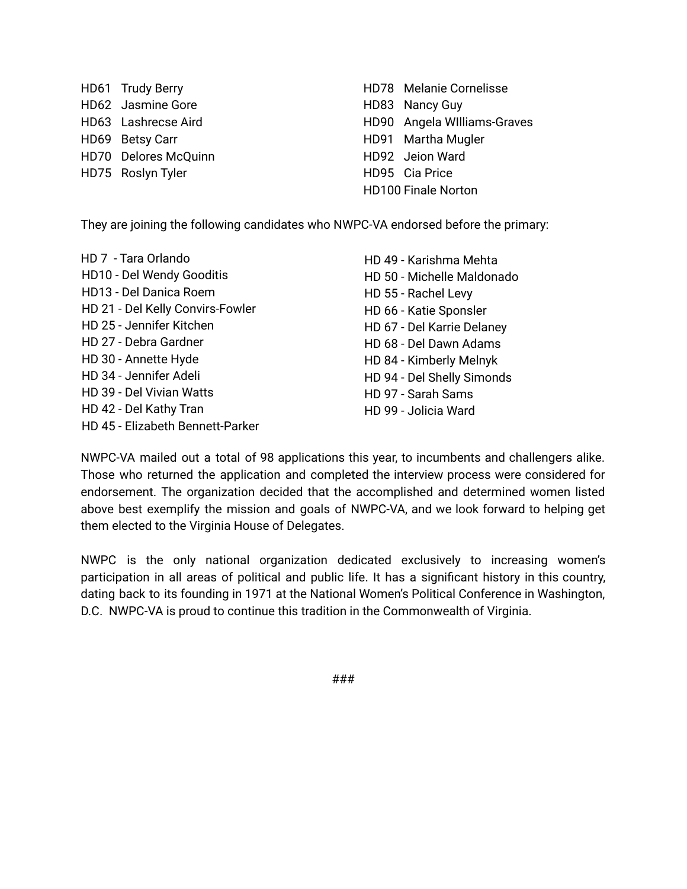- HD61 Trudy Berry
- HD62 Jasmine Gore
- HD63 Lashrecse Aird
- HD69 Betsy Carr
- HD70 Delores McQuinn
- HD75 Roslyn Tyler
- HD78 Melanie Cornelisse
- HD83 Nancy Guy
- HD90 Angela WIlliams-Graves
- HD91 Martha Mugler
- HD92 Jeion Ward
- HD95 Cia Price
- HD100 Finale Norton

They are joining the following candidates who NWPC-VA endorsed before the primary:

- HD 7 - Tara Orlando
- HD10 - Del Wendy Gooditis
- HD13 - Del Danica Roem
- HD 21 - Del Kelly Convirs-Fowler
- HD 25 - Jennifer Kitchen
- HD 27 - Debra Gardner
- HD 30 - Annette Hyde
- HD 34 - Jennifer Adeli
- HD 39 - Del Vivian Watts
- HD 42 - Del Kathy Tran
- HD 45 - Elizabeth Bennett-Parker
- HD 49 - Karishma Mehta
- HD 50 - Michelle Maldonado
- HD 55 - Rachel Levy
- HD 66 - Katie Sponsler
- HD 67 - Del Karrie Delaney
- HD 68 - Del Dawn Adams
- HD 84 - Kimberly Melnyk
- HD 94 - Del Shelly Simonds
- HD 97 - Sarah Sams
- HD 99 - Jolicia Ward

NWPC-VA mailed out a total of 98 applications this year, to incumbents and challengers alike. Those who returned the application and completed the interview process were considered for endorsement. The organization decided that the accomplished and determined women listed above best exemplify the mission and goals of NWPC-VA, and we look forward to helping get them elected to the Virginia House of Delegates.

NWPC is the only national organization dedicated exclusively to increasing women's participation in all areas of political and public life. It has a significant history in this country, dating back to its founding in 1971 at the National Women's Political Conference in Washington, D.C. NWPC-VA is proud to continue this tradition in the Commonwealth of Virginia.

###